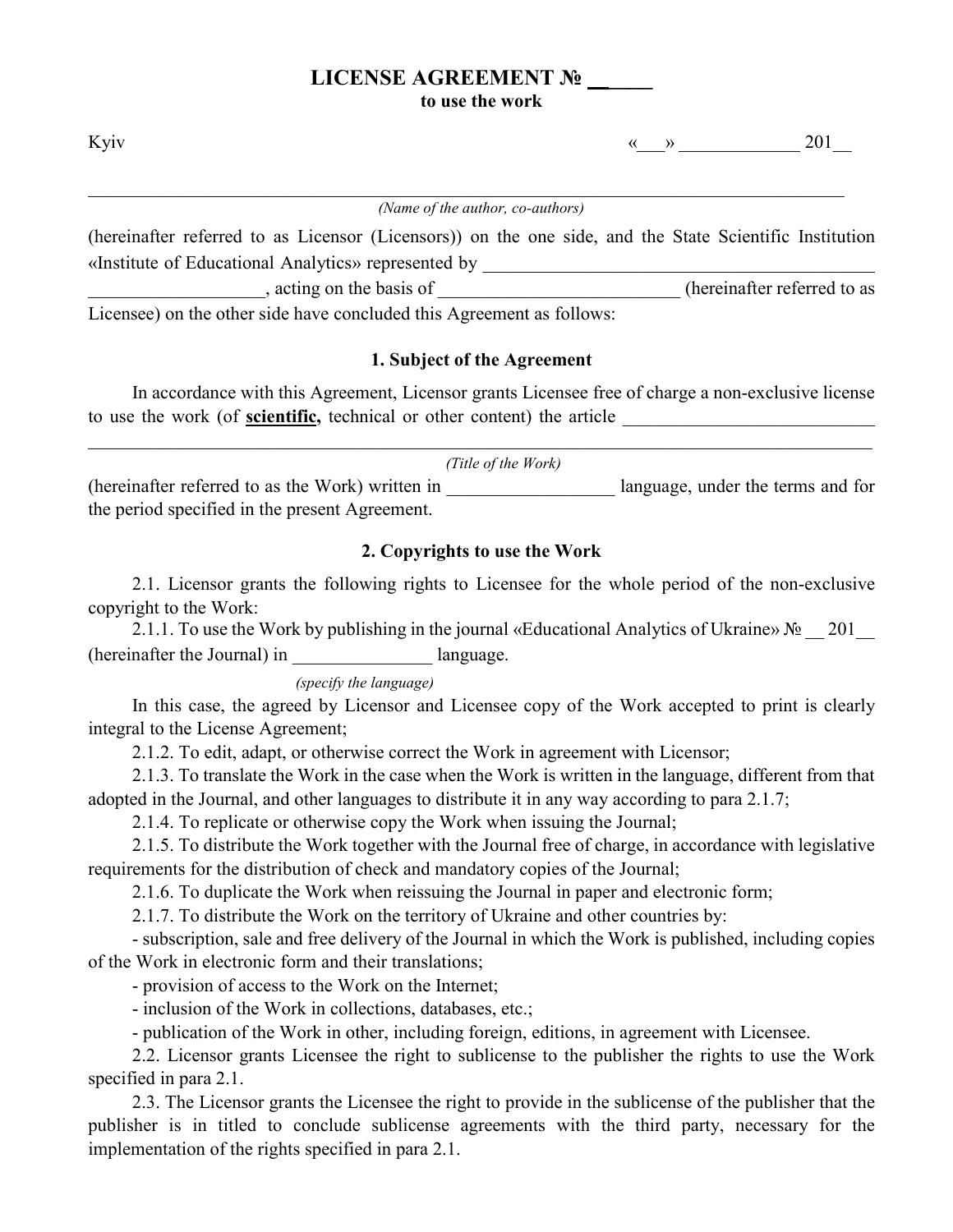# LICENSE AGREEMENT № ______
**to use the work**

Kyiv «___» _____________ 201__

_______________________________________________________________________________

*(Name of the author, co-authors)*

(hereinafter referred to as Licensor (Licensors)) on the one side, and the State Scientific Institution «Institute of Educational Analytics» represented by ___________________________________________ ___________________, acting on the basis of __________________________ (hereinafter referred to as Licensee) on the other side have concluded this Agreement as follows:

## 1. Subject of the Agreement

In accordance with this Agreement, Licensor grants Licensee free of charge a non-exclusive license to use the work (of **scientific,** technical or other content) the article ____________________________

_______________________________________________________________________________

*(Title of the Work)*

(hereinafter referred to as the Work) written in __________________ language, under the terms and for the period specified in the present Agreement.

## 2. Copyrights to use the Work

2.1. Licensor grants the following rights to Licensee for the whole period of the non-exclusive copyright to the Work:

2.1.1. To use the Work by publishing in the journal «Educational Analytics of Ukraine» № __ 201__ (hereinafter the Journal) in _______________ language.

*(specify the language)*

In this case, the agreed by Licensor and Licensee copy of the Work accepted to print is clearly integral to the License Agreement;

2.1.2. To edit, adapt, or otherwise correct the Work in agreement with Licensor;

2.1.3. To translate the Work in the case when the Work is written in the language, different from that adopted in the Journal, and other languages to distribute it in any way according to para 2.1.7;

2.1.4. To replicate or otherwise copy the Work when issuing the Journal;

2.1.5. To distribute the Work together with the Journal free of charge, in accordance with legislative requirements for the distribution of check and mandatory copies of the Journal;

2.1.6. To duplicate the Work when reissuing the Journal in paper and electronic form;

2.1.7. To distribute the Work on the territory of Ukraine and other countries by:

- subscription, sale and free delivery of the Journal in which the Work is published, including copies of the Work in electronic form and their translations;
- provision of access to the Work on the Internet;
- inclusion of the Work in collections, databases, etc.;
- publication of the Work in other, including foreign, editions, in agreement with Licensee.

2.2. Licensor grants Licensee the right to sublicense to the publisher the rights to use the Work specified in para 2.1.

2.3. The Licensor grants the Licensee the right to provide in the sublicense of the publisher that the publisher is in titled to conclude sublicense agreements with the third party, necessary for the implementation of the rights specified in para 2.1.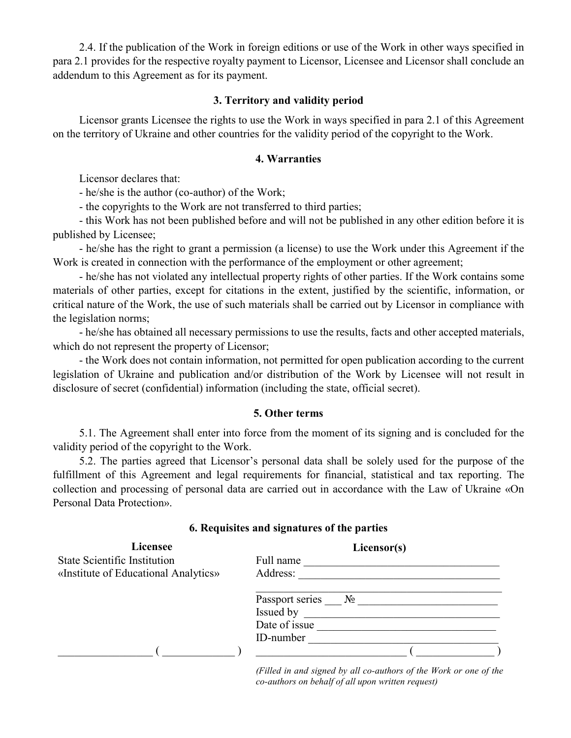2.4. If the publication of the Work in foreign editions or use of the Work in other ways specified in para 2.1 provides for the respective royalty payment to Licensor, Licensee and Licensor shall conclude an addendum to this Agreement as for its payment.

### 3. Territory and validity period

Licensor grants Licensee the rights to use the Work in ways specified in para 2.1 of this Agreement on the territory of Ukraine and other countries for the validity period of the copyright to the Work.

### 4. Warranties

Licensor declares that:

- he/she is the author (co-author) of the Work;
- the copyrights to the Work are not transferred to third parties;
- this Work has not been published before and will not be published in any other edition before it is published by Licensee;
- he/she has the right to grant a permission (a license) to use the Work under this Agreement if the Work is created in connection with the performance of the employment or other agreement;
- he/she has not violated any intellectual property rights of other parties. If the Work contains some materials of other parties, except for citations in the extent, justified by the scientific, information, or critical nature of the Work, the use of such materials shall be carried out by Licensor in compliance with the legislation norms;
- he/she has obtained all necessary permissions to use the results, facts and other accepted materials, which do not represent the property of Licensor;
- the Work does not contain information, not permitted for open publication according to the current legislation of Ukraine and publication and/or distribution of the Work by Licensee will not result in disclosure of secret (confidential) information (including the state, official secret).

### 5. Other terms

5.1. The Agreement shall enter into force from the moment of its signing and is concluded for the validity period of the copyright to the Work.

5.2. The parties agreed that Licensor's personal data shall be solely used for the purpose of the fulfillment of this Agreement and legal requirements for financial, statistical and tax reporting. The collection and processing of personal data are carried out in accordance with the Law of Ukraine «On Personal Data Protection».

### 6. Requisites and signatures of the parties

| Licensee | Licensor(s) |
|---|---|
| State Scientific Institution «Institute of Educational Analytics» | Full name ___________________________________ |
| | Address: ____________________________________ |
| | _____________________________________________ |
| | Passport series ___ № ________________________ |
| | Issued by ___________________________________ |
| | Date of issue ________________________________ |
| | ID-number ___________________________________ |
| _________________ ( _____________ ) | ___________________________ ( ______________ ) |

*(Filled in and signed by all co-authors of the Work or one of the co-authors on behalf of all upon written request)*